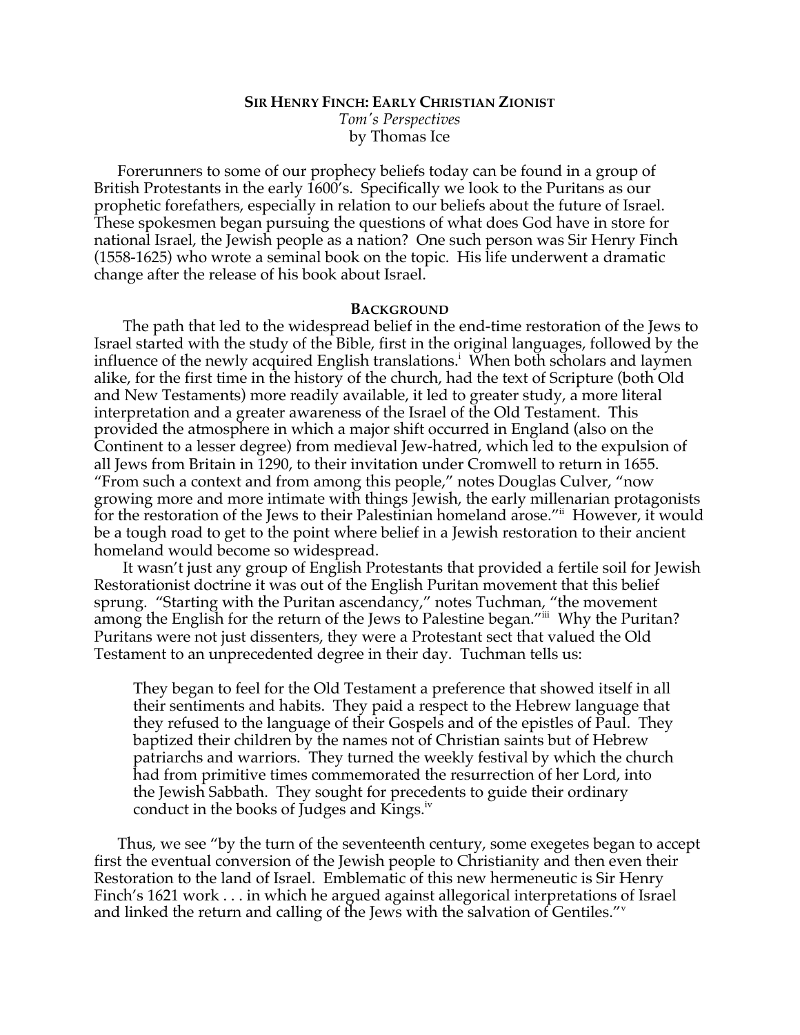# SIR HENRY FINCH: EARLY CHRISTIAN ZIONIST

*Tom's Perspectives*
by Thomas Ice

Forerunners to some of our prophecy beliefs today can be found in a group of British Protestants in the early 1600's. Specifically we look to the Puritans as our prophetic forefathers, especially in relation to our beliefs about the future of Israel. These spokesmen began pursuing the questions of what does God have in store for national Israel, the Jewish people as a nation? One such person was Sir Henry Finch (1558-1625) who wrote a seminal book on the topic. His life underwent a dramatic change after the release of his book about Israel.

## BACKGROUND

The path that led to the widespread belief in the end-time restoration of the Jews to Israel started with the study of the Bible, first in the original languages, followed by the influence of the newly acquired English translations.[i] When both scholars and laymen alike, for the first time in the history of the church, had the text of Scripture (both Old and New Testaments) more readily available, it led to greater study, a more literal interpretation and a greater awareness of the Israel of the Old Testament. This provided the atmosphere in which a major shift occurred in England (also on the Continent to a lesser degree) from medieval Jew-hatred, which led to the expulsion of all Jews from Britain in 1290, to their invitation under Cromwell to return in 1655. "From such a context and from among this people," notes Douglas Culver, "now growing more and more intimate with things Jewish, the early millenarian protagonists for the restoration of the Jews to their Palestinian homeland arose."[ii] However, it would be a tough road to get to the point where belief in a Jewish restoration to their ancient homeland would become so widespread.

It wasn't just any group of English Protestants that provided a fertile soil for Jewish Restorationist doctrine it was out of the English Puritan movement that this belief sprung. "Starting with the Puritan ascendancy," notes Tuchman, "the movement among the English for the return of the Jews to Palestine began."[iii] Why the Puritan? Puritans were not just dissenters, they were a Protestant sect that valued the Old Testament to an unprecedented degree in their day. Tuchman tells us:

> They began to feel for the Old Testament a preference that showed itself in all their sentiments and habits. They paid a respect to the Hebrew language that they refused to the language of their Gospels and of the epistles of Paul. They baptized their children by the names not of Christian saints but of Hebrew patriarchs and warriors. They turned the weekly festival by which the church had from primitive times commemorated the resurrection of her Lord, into the Jewish Sabbath. They sought for precedents to guide their ordinary conduct in the books of Judges and Kings.[iv]

Thus, we see "by the turn of the seventeenth century, some exegetes began to accept first the eventual conversion of the Jewish people to Christianity and then even their Restoration to the land of Israel. Emblematic of this new hermeneutic is Sir Henry Finch's 1621 work . . . in which he argued against allegorical interpretations of Israel and linked the return and calling of the Jews with the salvation of Gentiles."[v]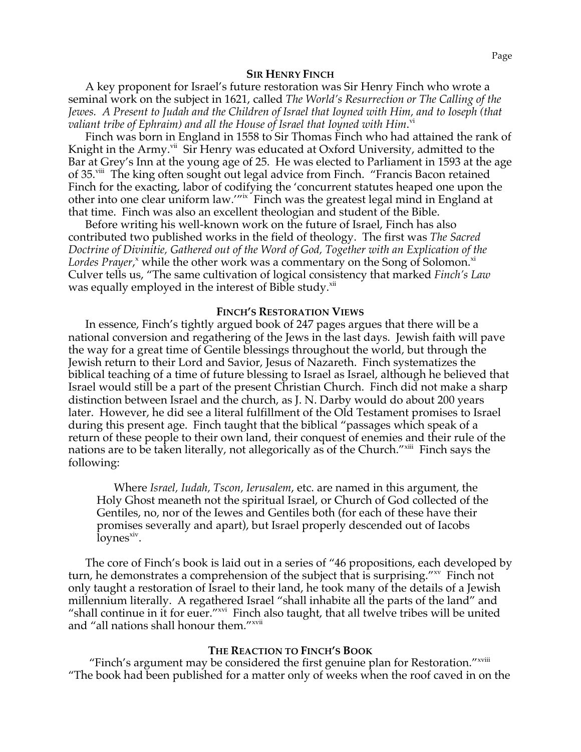## Sir Henry Finch

A key proponent for Israel's future restoration was Sir Henry Finch who wrote a seminal work on the subject in 1621, called *The World's Resurrection or The Calling of the Jewes. A Present to Judah and the Children of Israel that Ioyned with Him, and to Ioseph (that valiant tribe of Ephraim) and all the House of Israel that Ioyned with Him*.[vi]

Finch was born in England in 1558 to Sir Thomas Finch who had attained the rank of Knight in the Army.[vii] Sir Henry was educated at Oxford University, admitted to the Bar at Grey's Inn at the young age of 25. He was elected to Parliament in 1593 at the age of 35.[viii] The king often sought out legal advice from Finch. "Francis Bacon retained Finch for the exacting, labor of codifying the 'concurrent statutes heaped one upon the other into one clear uniform law.'"[ix] Finch was the greatest legal mind in England at that time. Finch was also an excellent theologian and student of the Bible.

Before writing his well-known work on the future of Israel, Finch has also contributed two published works in the field of theology. The first was *The Sacred Doctrine of Divinitie, Gathered out of the Word of God, Together with an Explication of the Lordes Prayer*,[x] while the other work was a commentary on the Song of Solomon.[xi] Culver tells us, "The same cultivation of logical consistency that marked *Finch's Law* was equally employed in the interest of Bible study.[xii]

## Finch's Restoration Views

In essence, Finch's tightly argued book of 247 pages argues that there will be a national conversion and regathering of the Jews in the last days. Jewish faith will pave the way for a great time of Gentile blessings throughout the world, but through the Jewish return to their Lord and Savior, Jesus of Nazareth. Finch systematizes the biblical teaching of a time of future blessing to Israel as Israel, although he believed that Israel would still be a part of the present Christian Church. Finch did not make a sharp distinction between Israel and the church, as J. N. Darby would do about 200 years later. However, he did see a literal fulfillment of the Old Testament promises to Israel during this present age. Finch taught that the biblical "passages which speak of a return of these people to their own land, their conquest of enemies and their rule of the nations are to be taken literally, not allegorically as of the Church."[xiii] Finch says the following:

> Where *Israel, Iudah, Tscon, Ierusalem*, etc. are named in this argument, the Holy Ghost meaneth not the spiritual Israel, or Church of God collected of the Gentiles, no, nor of the Iewes and Gentiles both (for each of these have their promises severally and apart), but Israel properly descended out of Iacobs loynes[xiv].

The core of Finch's book is laid out in a series of "46 propositions, each developed by turn, he demonstrates a comprehension of the subject that is surprising."[xv] Finch not only taught a restoration of Israel to their land, he took many of the details of a Jewish millennium literally. A regathered Israel "shall inhabite all the parts of the land" and "shall continue in it for euer."[xvi] Finch also taught, that all twelve tribes will be united and "all nations shall honour them."[xvii]

## The Reaction to Finch's Book

"Finch's argument may be considered the first genuine plan for Restoration."[xviii] "The book had been published for a matter only of weeks when the roof caved in on the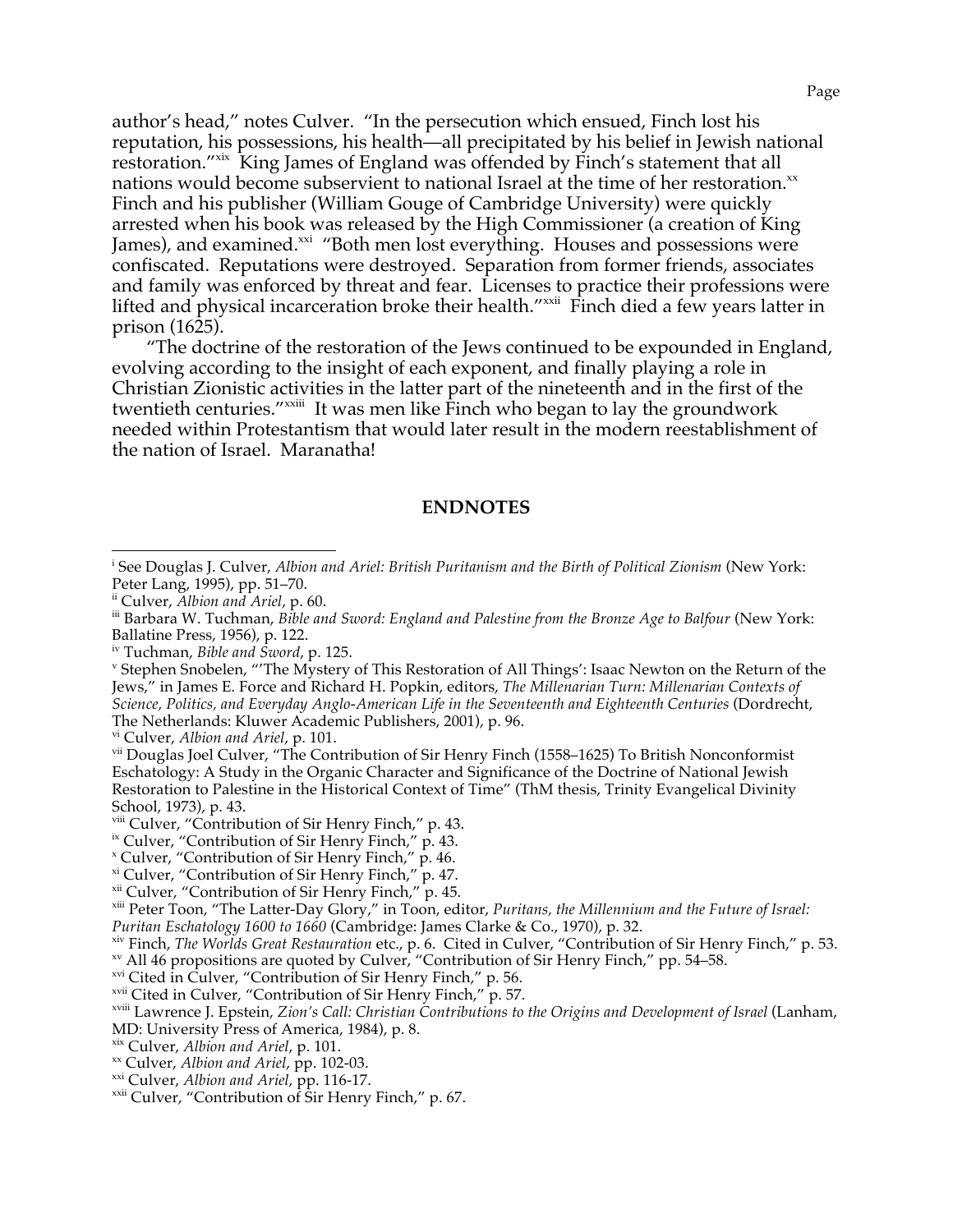author's head," notes Culver. "In the persecution which ensued, Finch lost his reputation, his possessions, his health—all precipitated by his belief in Jewish national restoration."[xix] King James of England was offended by Finch's statement that all nations would become subservient to national Israel at the time of her restoration.[xx] Finch and his publisher (William Gouge of Cambridge University) were quickly arrested when his book was released by the High Commissioner (a creation of King James), and examined.[xxi] "Both men lost everything. Houses and possessions were confiscated. Reputations were destroyed. Separation from former friends, associates and family was enforced by threat and fear. Licenses to practice their professions were lifted and physical incarceration broke their health."[xxii] Finch died a few years latter in prison (1625).

"The doctrine of the restoration of the Jews continued to be expounded in England, evolving according to the insight of each exponent, and finally playing a role in Christian Zionistic activities in the latter part of the nineteenth and in the first of the twentieth centuries."[xxiii] It was men like Finch who began to lay the groundwork needed within Protestantism that would later result in the modern reestablishment of the nation of Israel. Maranatha!

## ENDNOTES

[i] See Douglas J. Culver, *Albion and Ariel: British Puritanism and the Birth of Political Zionism* (New York: Peter Lang, 1995), pp. 51–70.

[ii] Culver, *Albion and Ariel*, p. 60.

[iii] Barbara W. Tuchman, *Bible and Sword: England and Palestine from the Bronze Age to Balfour* (New York: Ballatine Press, 1956), p. 122.

[iv] Tuchman, *Bible and Sword*, p. 125.

[v] Stephen Snobelen, "'The Mystery of This Restoration of All Things': Isaac Newton on the Return of the Jews," in James E. Force and Richard H. Popkin, editors, *The Millenarian Turn: Millenarian Contexts of Science, Politics, and Everyday Anglo-American Life in the Seventeenth and Eighteenth Centuries* (Dordrecht, The Netherlands: Kluwer Academic Publishers, 2001), p. 96.

[vi] Culver, *Albion and Ariel*, p. 101.

[vii] Douglas Joel Culver, "The Contribution of Sir Henry Finch (1558–1625) To British Nonconformist Eschatology: A Study in the Organic Character and Significance of the Doctrine of National Jewish Restoration to Palestine in the Historical Context of Time" (ThM thesis, Trinity Evangelical Divinity School, 1973), p. 43.

[viii] Culver, "Contribution of Sir Henry Finch," p. 43.

[ix] Culver, "Contribution of Sir Henry Finch," p. 43.

[x] Culver, "Contribution of Sir Henry Finch," p. 46.

[xi] Culver, "Contribution of Sir Henry Finch," p. 47.

[xii] Culver, "Contribution of Sir Henry Finch," p. 45.

[xiii] Peter Toon, "The Latter-Day Glory," in Toon, editor, *Puritans, the Millennium and the Future of Israel: Puritan Eschatology 1600 to 1660* (Cambridge: James Clarke & Co., 1970), p. 32.

[xiv] Finch, *The Worlds Great Restauration* etc., p. 6. Cited in Culver, "Contribution of Sir Henry Finch," p. 53.

[xv] All 46 propositions are quoted by Culver, "Contribution of Sir Henry Finch," pp. 54–58.

[xvi] Cited in Culver, "Contribution of Sir Henry Finch," p. 56.

[xvii] Cited in Culver, "Contribution of Sir Henry Finch," p. 57.

[xviii] Lawrence J. Epstein, *Zion's Call: Christian Contributions to the Origins and Development of Israel* (Lanham, MD: University Press of America, 1984), p. 8.

[xix] Culver, *Albion and Ariel*, p. 101.

[xx] Culver, *Albion and Ariel*, pp. 102-03.

[xxi] Culver, *Albion and Ariel*, pp. 116-17.

[xxii] Culver, "Contribution of Sir Henry Finch," p. 67.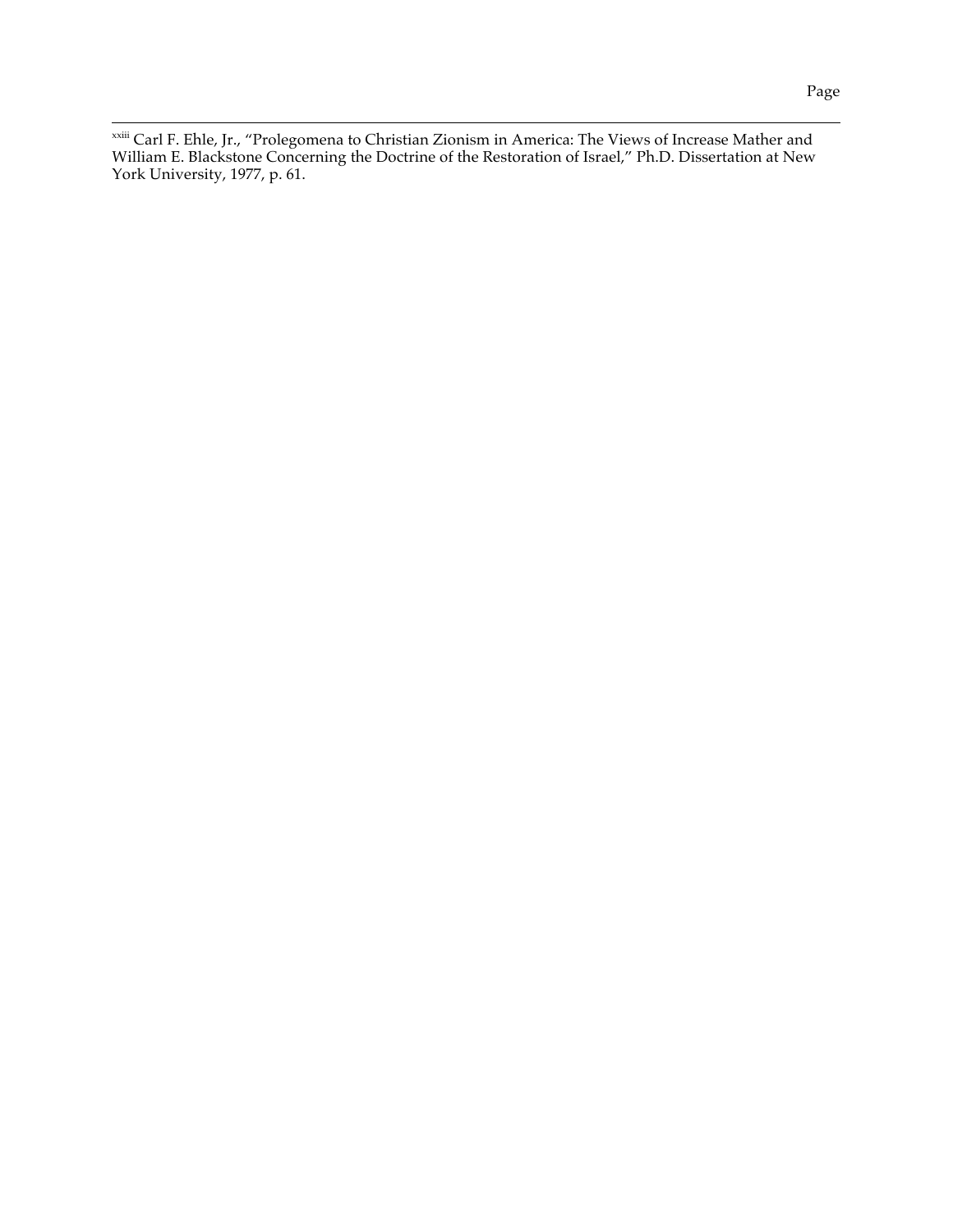[xxiii] Carl F. Ehle, Jr., "Prolegomena to Christian Zionism in America: The Views of Increase Mather and William E. Blackstone Concerning the Doctrine of the Restoration of Israel," Ph.D. Dissertation at New York University, 1977, p. 61.